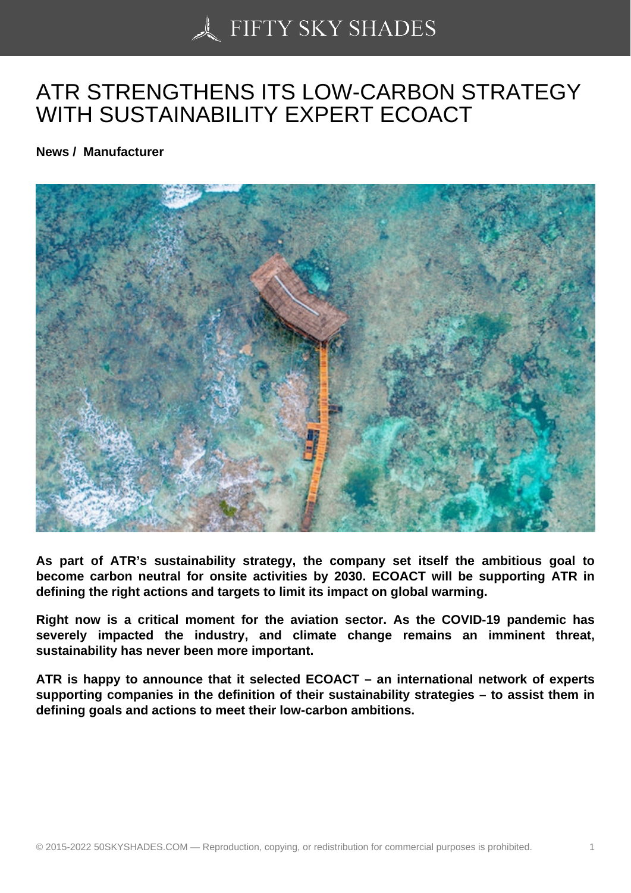# ATR STRENGTHENS ITS LOW-CARBON STRATEGY WITH SUSTAINABILITY EXPERT ECOACT

**News / Manufacturer**

**As part of ATR's sustainability strategy, the company set itself the ambitious goal to become carbon neutral for onsite activities by 2030. ECOACT will be supporting ATR in defining the right actions and targets to limit its impact on global warming.**

**Right now is a critical moment for the aviation sector. As the COVID-19 pandemic has severely impacted the industry, and climate change remains an imminent threat, sustainability has never been more important.**

**ATR is happy to announce that it selected ECOACT – an international network of experts supporting companies in the definition of their sustainability strategies – to assist them in defining goals and actions to meet their low-carbon ambitions.**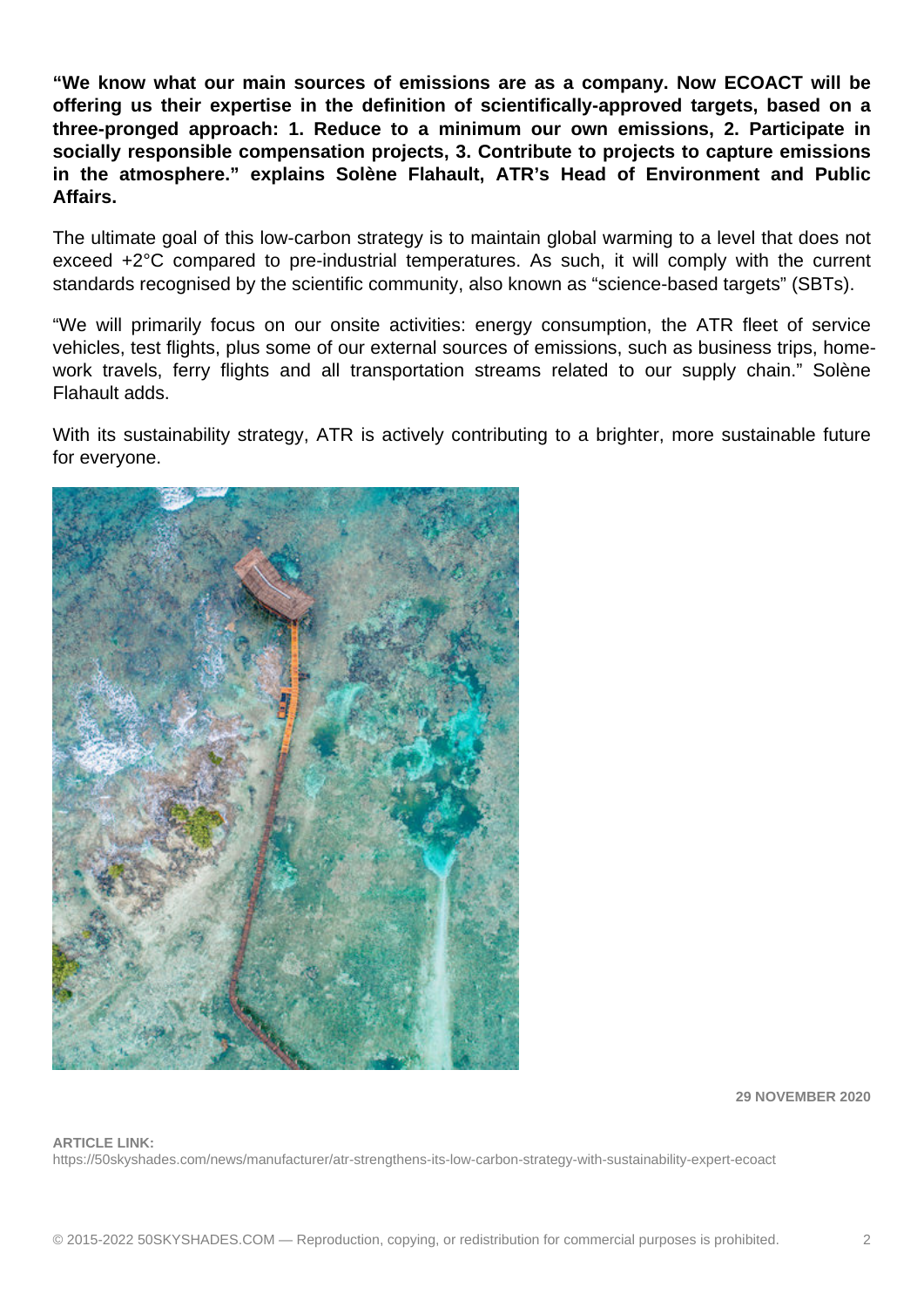**“We know what our main sources of emissions are as a company. Now ECOACT will be offering us their expertise in the definition of scientifically-approved targets, based on a three-pronged approach: 1. Reduce to a minimum our own emissions, 2. Participate in socially responsible compensation projects, 3. Contribute to projects to capture emissions in the atmosphere.” explains Solène Flahault, ATR’s Head of Environment and Public Affairs.**

The ultimate goal of this low-carbon strategy is to maintain global warming to a level that does not exceed +2°C compared to pre-industrial temperatures. As such, it will comply with the current standards recognised by the scientific community, also known as “science-based targets” (SBTs).

“We will primarily focus on our onsite activities: energy consumption, the ATR fleet of service vehicles, test flights, plus some of our external sources of emissions, such as business trips, home-work travels, ferry flights and all transportation streams related to our supply chain.” Solène Flahault adds.

With its sustainability strategy, ATR is actively contributing to a brighter, more sustainable future for everyone.

**29 NOVEMBER 2020**

**ARTICLE LINK:**
https://50skyshades.com/news/manufacturer/atr-strengthens-its-low-carbon-strategy-with-sustainability-expert-ecoact

© 2015-2022 50SKYSHADES.COM — Reproduction, copying, or redistribution for commercial purposes is prohibited.